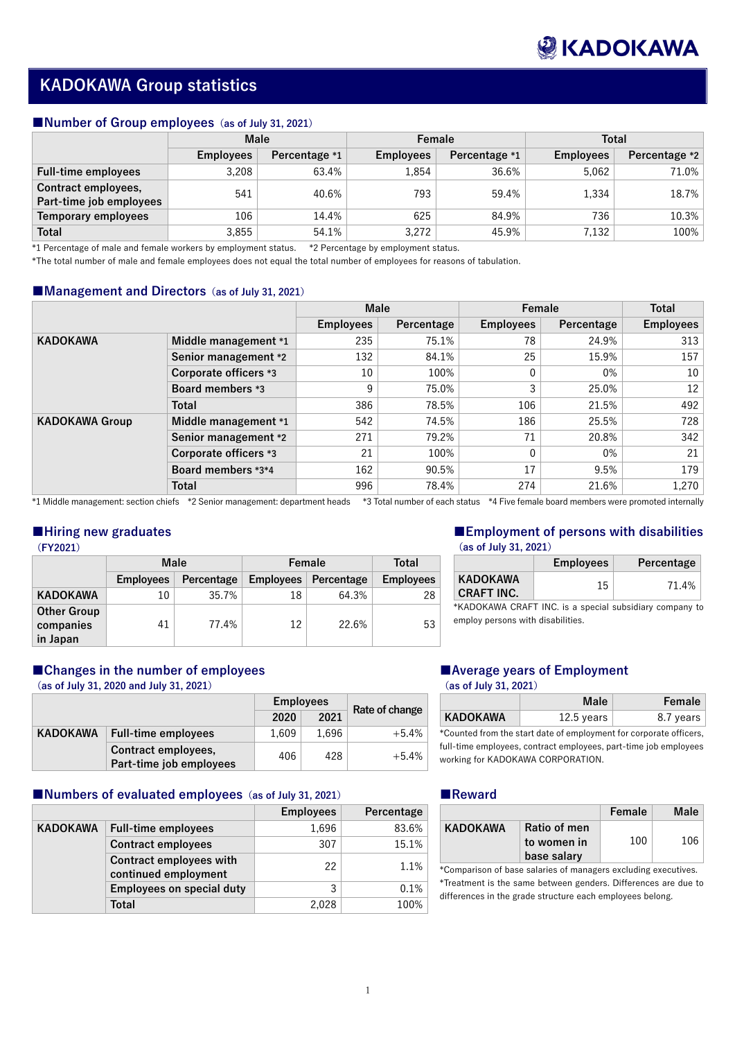# KADOKAWA Group statistics

## ■Number of Group employees (as of July 31, 2021)

| | Male | | Female | | Total | |
|---|---|---|---|---|---|---|
| | Employees | Percentage *1 | Employees | Percentage *1 | Employees | Percentage *2 |
| Full-time employees | 3,208 | 63.4% | 1,854 | 36.6% | 5,062 | 71.0% |
| Contract employees, Part-time job employees | 541 | 40.6% | 793 | 59.4% | 1,334 | 18.7% |
| Temporary employees | 106 | 14.4% | 625 | 84.9% | 736 | 10.3% |
| Total | 3,855 | 54.1% | 3,272 | 45.9% | 7,132 | 100% |

*1 Percentage of male and female workers by employment status. *2 Percentage by employment status.

*The total number of male and female employees does not equal the total number of employees for reasons of tabulation.

## ■Management and Directors (as of July 31, 2021)

| | | Male | | Female | | Total |
|---|---|---|---|---|---|---|
| | | Employees | Percentage | Employees | Percentage | Employees |
| KADOKAWA | Middle management *1 | 235 | 75.1% | 78 | 24.9% | 313 |
| | Senior management *2 | 132 | 84.1% | 25 | 15.9% | 157 |
| | Corporate officers *3 | 10 | 100% | 0 | 0% | 10 |
| | Board members *3 | 9 | 75.0% | 3 | 25.0% | 12 |
| | Total | 386 | 78.5% | 106 | 21.5% | 492 |
| KADOKAWA Group | Middle management *1 | 542 | 74.5% | 186 | 25.5% | 728 |
| | Senior management *2 | 271 | 79.2% | 71 | 20.8% | 342 |
| | Corporate officers *3 | 21 | 100% | 0 | 0% | 21 |
| | Board members *3*4 | 162 | 90.5% | 17 | 9.5% | 179 |
| | Total | 996 | 78.4% | 274 | 21.6% | 1,270 |

*1 Middle management: section chiefs *2 Senior management: department heads *3 Total number of each status *4 Five female board members were promoted internally

## ■Hiring new graduates
(FY2021)

| | Male | | Female | | Total |
|---|---|---|---|---|---|
| | Employees | Percentage | Employees | Percentage | Employees |
| KADOKAWA | 10 | 35.7% | 18 | 64.3% | 28 |
| Other Group companies in Japan | 41 | 77.4% | 12 | 22.6% | 53 |

## ■Employment of persons with disabilities
(as of July 31, 2021)

| | Employees | Percentage |
|---|---|---|
| KADOKAWA CRAFT INC. | 15 | 71.4% |

*KADOKAWA CRAFT INC. is a special subsidiary company to employ persons with disabilities.

## ■Changes in the number of employees
(as of July 31, 2020 and July 31, 2021)

| | | Employees | | Rate of change |
|---|---|---|---|---|
| | | 2020 | 2021 | |
| KADOKAWA | Full-time employees | 1,609 | 1,696 | +5.4% |
| | Contract employees, Part-time job employees | 406 | 428 | +5.4% |

## ■Average years of Employment
(as of July 31, 2021)

| | Male | Female |
|---|---|---|
| KADOKAWA | 12.5 years | 8.7 years |

*Counted from the start date of employment for corporate officers, full-time employees, contract employees, part-time job employees working for KADOKAWA CORPORATION.

## ■Numbers of evaluated employees (as of July 31, 2021)

| | | Employees | Percentage |
|---|---|---|---|
| KADOKAWA | Full-time employees | 1,696 | 83.6% |
| | Contract employees | 307 | 15.1% |
| | Contract employees with continued employment | 22 | 1.1% |
| | Employees on special duty | 3 | 0.1% |
| | Total | 2,028 | 100% |

## ■Reward

| | | Female | Male |
|---|---|---|---|
| KADOKAWA | Ratio of men to women in base salary | 100 | 106 |

*Comparison of base salaries of managers excluding executives.

*Treatment is the same between genders. Differences are due to differences in the grade structure each employees belong.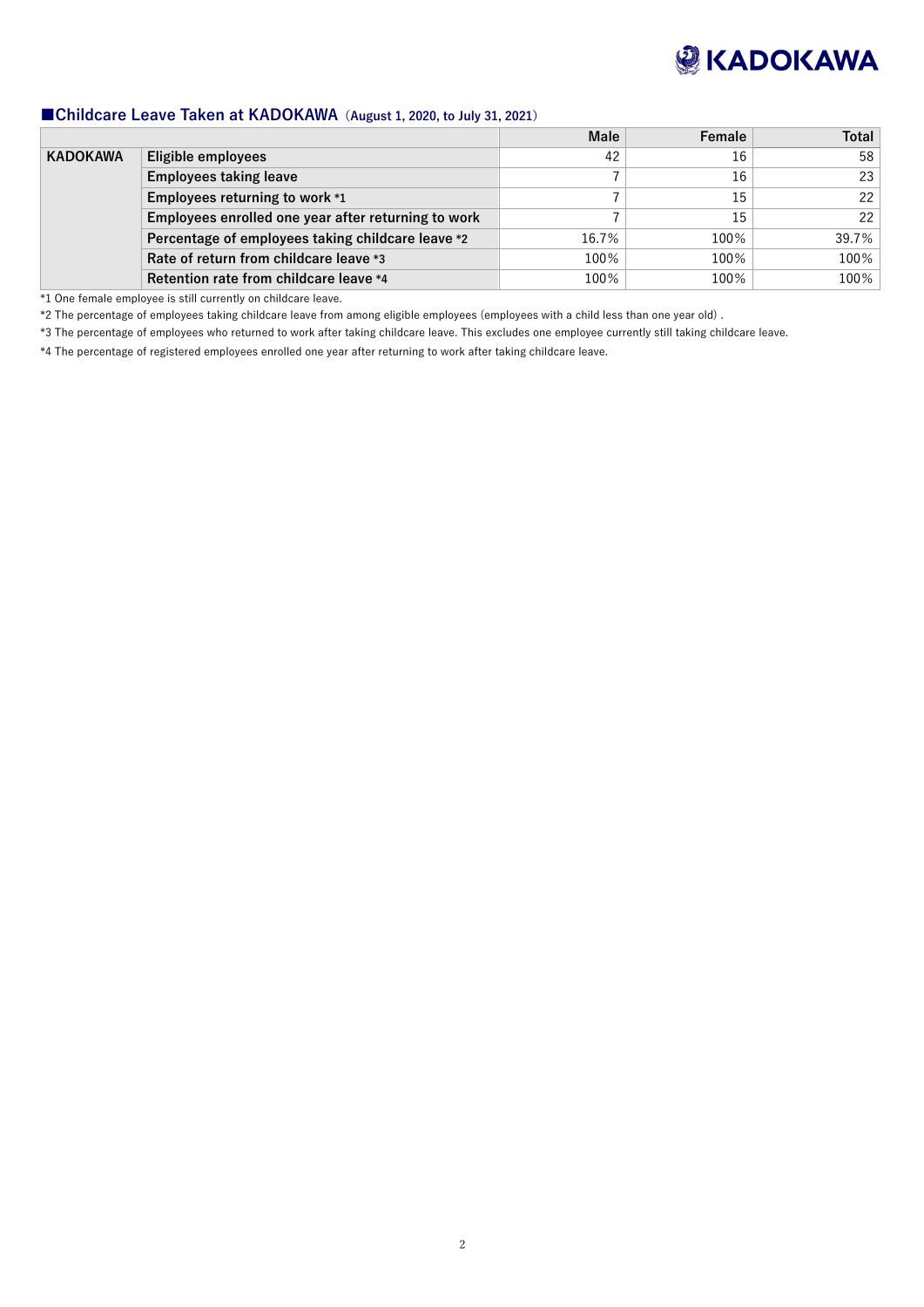## ■Childcare Leave Taken at KADOKAWA（August 1, 2020, to July 31, 2021）

| | | Male | Female | Total |
|---|---|---|---|---|
| KADOKAWA | Eligible employees | 42 | 16 | 58 |
| | Employees taking leave | 7 | 16 | 23 |
| | Employees returning to work *1 | 7 | 15 | 22 |
| | Employees enrolled one year after returning to work | 7 | 15 | 22 |
| | Percentage of employees taking childcare leave *2 | 16.7% | 100% | 39.7% |
| | Rate of return from childcare leave *3 | 100% | 100% | 100% |
| | Retention rate from childcare leave *4 | 100% | 100% | 100% |

*1 One female employee is still currently on childcare leave.

*2 The percentage of employees taking childcare leave from among eligible employees (employees with a child less than one year old) .

*3 The percentage of employees who returned to work after taking childcare leave. This excludes one employee currently still taking childcare leave.

*4 The percentage of registered employees enrolled one year after returning to work after taking childcare leave.